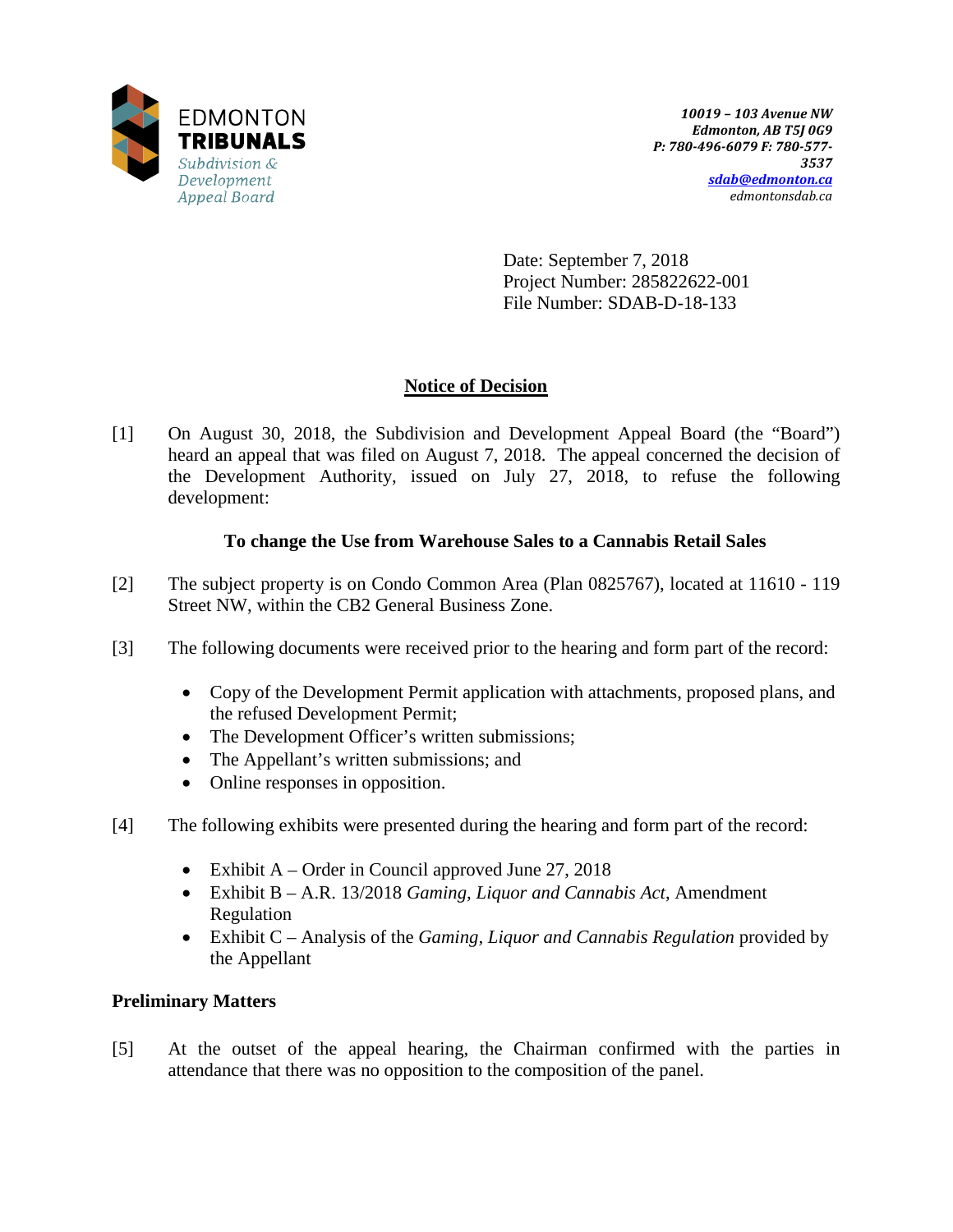EDMONTON
**TRIBUNALS**
*Subdivision & Development Appeal Board*

*10019 – 103 Avenue NW*
*Edmonton, AB T5J 0G9*
*P: 780-496-6079 F: 780-577-3537*
*sdab@edmonton.ca*
*edmontonsdab.ca*

Date: September 7, 2018
Project Number: 285822622-001
File Number: SDAB-D-18-133

## Notice of Decision

[1] On August 30, 2018, the Subdivision and Development Appeal Board (the "Board") heard an appeal that was filed on August 7, 2018. The appeal concerned the decision of the Development Authority, issued on July 27, 2018, to refuse the following development:

**To change the Use from Warehouse Sales to a Cannabis Retail Sales**

[2] The subject property is on Condo Common Area (Plan 0825767), located at 11610 - 119 Street NW, within the CB2 General Business Zone.

[3] The following documents were received prior to the hearing and form part of the record:

- Copy of the Development Permit application with attachments, proposed plans, and the refused Development Permit;
- The Development Officer's written submissions;
- The Appellant's written submissions; and
- Online responses in opposition.

[4] The following exhibits were presented during the hearing and form part of the record:

- Exhibit A – Order in Council approved June 27, 2018
- Exhibit B – A.R. 13/2018 *Gaming, Liquor and Cannabis Act*, Amendment Regulation
- Exhibit C – Analysis of the *Gaming, Liquor and Cannabis Regulation* provided by the Appellant

### Preliminary Matters

[5] At the outset of the appeal hearing, the Chairman confirmed with the parties in attendance that there was no opposition to the composition of the panel.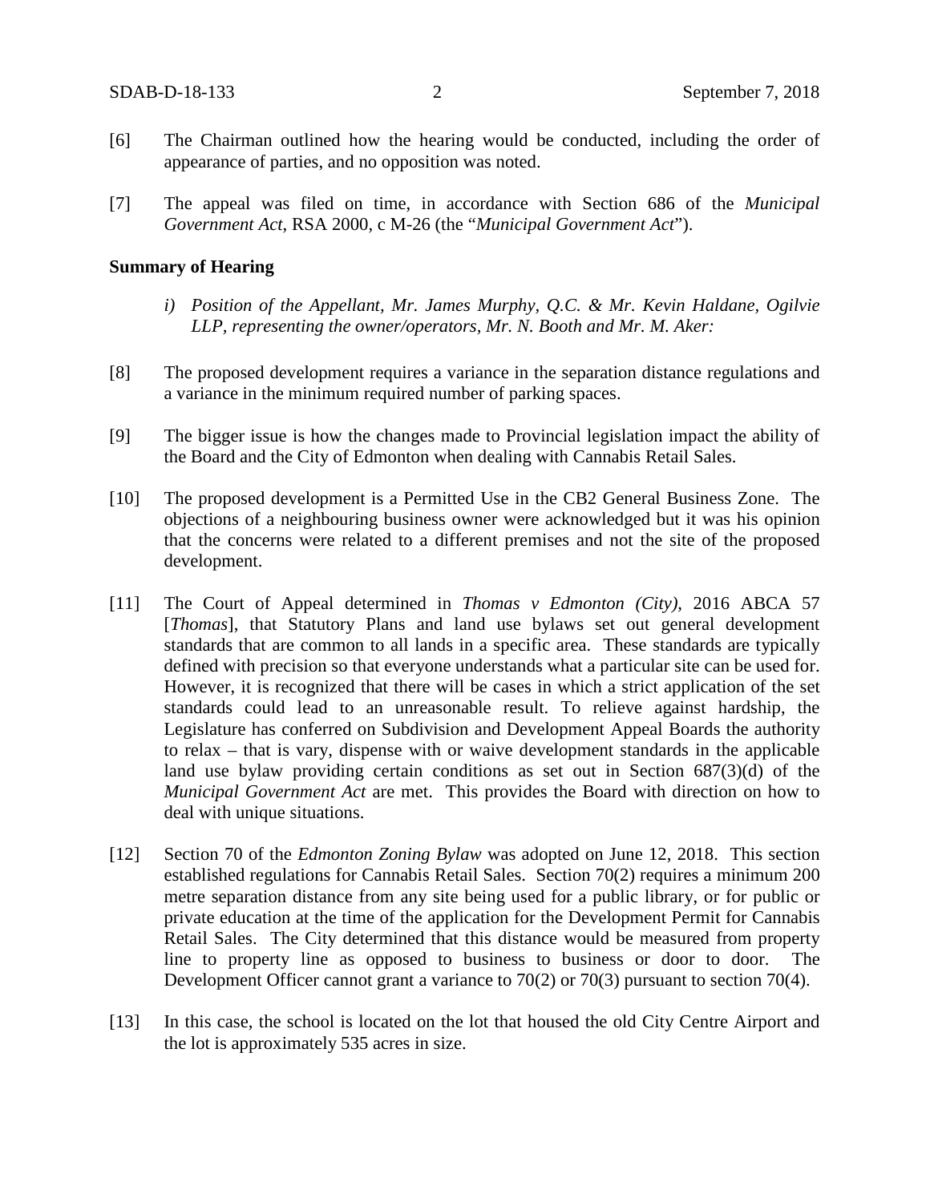[6] The Chairman outlined how the hearing would be conducted, including the order of appearance of parties, and no opposition was noted.

[7] The appeal was filed on time, in accordance with Section 686 of the *Municipal Government Act*, RSA 2000, c M-26 (the "*Municipal Government Act*").

**Summary of Hearing**

*i) Position of the Appellant, Mr. James Murphy, Q.C. & Mr. Kevin Haldane, Ogilvie LLP, representing the owner/operators, Mr. N. Booth and Mr. M. Aker:*

[8] The proposed development requires a variance in the separation distance regulations and a variance in the minimum required number of parking spaces.

[9] The bigger issue is how the changes made to Provincial legislation impact the ability of the Board and the City of Edmonton when dealing with Cannabis Retail Sales.

[10] The proposed development is a Permitted Use in the CB2 General Business Zone. The objections of a neighbouring business owner were acknowledged but it was his opinion that the concerns were related to a different premises and not the site of the proposed development.

[11] The Court of Appeal determined in *Thomas v Edmonton (City)*, 2016 ABCA 57 [*Thomas*], that Statutory Plans and land use bylaws set out general development standards that are common to all lands in a specific area. These standards are typically defined with precision so that everyone understands what a particular site can be used for. However, it is recognized that there will be cases in which a strict application of the set standards could lead to an unreasonable result. To relieve against hardship, the Legislature has conferred on Subdivision and Development Appeal Boards the authority to relax – that is vary, dispense with or waive development standards in the applicable land use bylaw providing certain conditions as set out in Section 687(3)(d) of the *Municipal Government Act* are met. This provides the Board with direction on how to deal with unique situations.

[12] Section 70 of the *Edmonton Zoning Bylaw* was adopted on June 12, 2018. This section established regulations for Cannabis Retail Sales. Section 70(2) requires a minimum 200 metre separation distance from any site being used for a public library, or for public or private education at the time of the application for the Development Permit for Cannabis Retail Sales. The City determined that this distance would be measured from property line to property line as opposed to business to business or door to door. The Development Officer cannot grant a variance to 70(2) or 70(3) pursuant to section 70(4).

[13] In this case, the school is located on the lot that housed the old City Centre Airport and the lot is approximately 535 acres in size.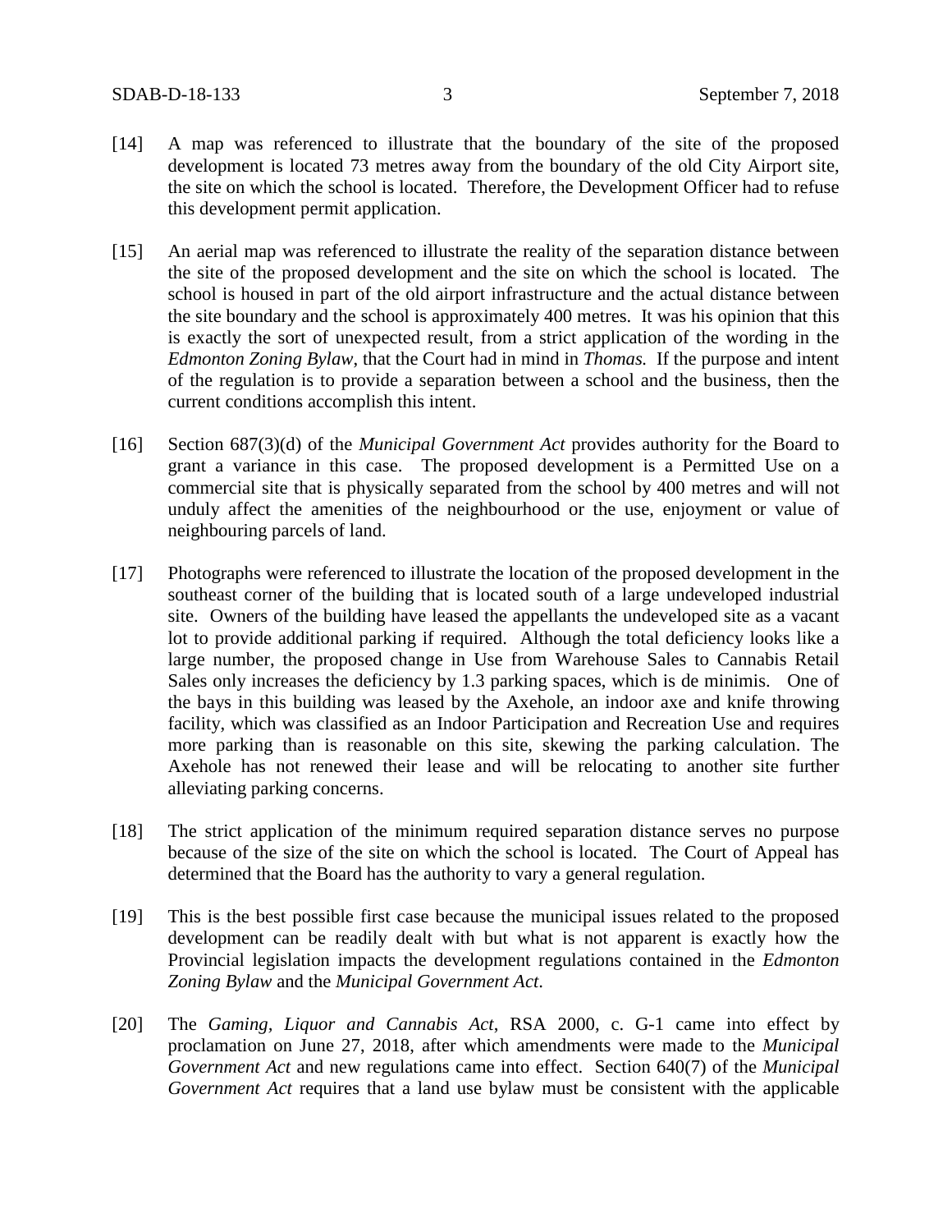[14] A map was referenced to illustrate that the boundary of the site of the proposed development is located 73 metres away from the boundary of the old City Airport site, the site on which the school is located. Therefore, the Development Officer had to refuse this development permit application.

[15] An aerial map was referenced to illustrate the reality of the separation distance between the site of the proposed development and the site on which the school is located. The school is housed in part of the old airport infrastructure and the actual distance between the site boundary and the school is approximately 400 metres. It was his opinion that this is exactly the sort of unexpected result, from a strict application of the wording in the *Edmonton Zoning Bylaw*, that the Court had in mind in *Thomas.* If the purpose and intent of the regulation is to provide a separation between a school and the business, then the current conditions accomplish this intent.

[16] Section 687(3)(d) of the *Municipal Government Act* provides authority for the Board to grant a variance in this case. The proposed development is a Permitted Use on a commercial site that is physically separated from the school by 400 metres and will not unduly affect the amenities of the neighbourhood or the use, enjoyment or value of neighbouring parcels of land.

[17] Photographs were referenced to illustrate the location of the proposed development in the southeast corner of the building that is located south of a large undeveloped industrial site. Owners of the building have leased the appellants the undeveloped site as a vacant lot to provide additional parking if required. Although the total deficiency looks like a large number, the proposed change in Use from Warehouse Sales to Cannabis Retail Sales only increases the deficiency by 1.3 parking spaces, which is de minimis. One of the bays in this building was leased by the Axehole, an indoor axe and knife throwing facility, which was classified as an Indoor Participation and Recreation Use and requires more parking than is reasonable on this site, skewing the parking calculation. The Axehole has not renewed their lease and will be relocating to another site further alleviating parking concerns.

[18] The strict application of the minimum required separation distance serves no purpose because of the size of the site on which the school is located. The Court of Appeal has determined that the Board has the authority to vary a general regulation.

[19] This is the best possible first case because the municipal issues related to the proposed development can be readily dealt with but what is not apparent is exactly how the Provincial legislation impacts the development regulations contained in the *Edmonton Zoning Bylaw* and the *Municipal Government Act*.

[20] The *Gaming, Liquor and Cannabis Act*, RSA 2000, c. G-1 came into effect by proclamation on June 27, 2018, after which amendments were made to the *Municipal Government Act* and new regulations came into effect. Section 640(7) of the *Municipal Government Act* requires that a land use bylaw must be consistent with the applicable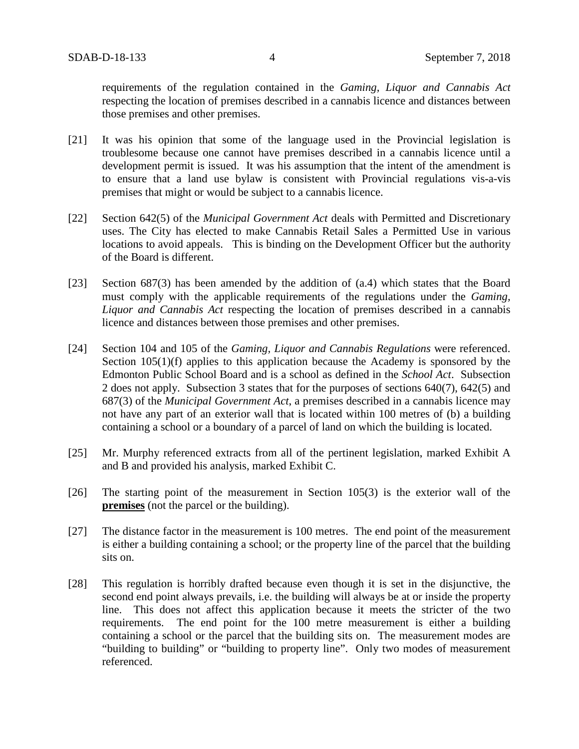requirements of the regulation contained in the *Gaming, Liquor and Cannabis Act* respecting the location of premises described in a cannabis licence and distances between those premises and other premises.

[21] It was his opinion that some of the language used in the Provincial legislation is troublesome because one cannot have premises described in a cannabis licence until a development permit is issued. It was his assumption that the intent of the amendment is to ensure that a land use bylaw is consistent with Provincial regulations vis-a-vis premises that might or would be subject to a cannabis licence.

[22] Section 642(5) of the *Municipal Government Act* deals with Permitted and Discretionary uses. The City has elected to make Cannabis Retail Sales a Permitted Use in various locations to avoid appeals. This is binding on the Development Officer but the authority of the Board is different.

[23] Section 687(3) has been amended by the addition of (a.4) which states that the Board must comply with the applicable requirements of the regulations under the *Gaming, Liquor and Cannabis Act* respecting the location of premises described in a cannabis licence and distances between those premises and other premises.

[24] Section 104 and 105 of the *Gaming, Liquor and Cannabis Regulations* were referenced. Section 105(1)(f) applies to this application because the Academy is sponsored by the Edmonton Public School Board and is a school as defined in the *School Act*. Subsection 2 does not apply. Subsection 3 states that for the purposes of sections 640(7), 642(5) and 687(3) of the *Municipal Government Act*, a premises described in a cannabis licence may not have any part of an exterior wall that is located within 100 metres of (b) a building containing a school or a boundary of a parcel of land on which the building is located.

[25] Mr. Murphy referenced extracts from all of the pertinent legislation, marked Exhibit A and B and provided his analysis, marked Exhibit C.

[26] The starting point of the measurement in Section 105(3) is the exterior wall of the **premises** (not the parcel or the building).

[27] The distance factor in the measurement is 100 metres. The end point of the measurement is either a building containing a school; or the property line of the parcel that the building sits on.

[28] This regulation is horribly drafted because even though it is set in the disjunctive, the second end point always prevails, i.e. the building will always be at or inside the property line. This does not affect this application because it meets the stricter of the two requirements. The end point for the 100 metre measurement is either a building containing a school or the parcel that the building sits on. The measurement modes are "building to building" or "building to property line". Only two modes of measurement referenced.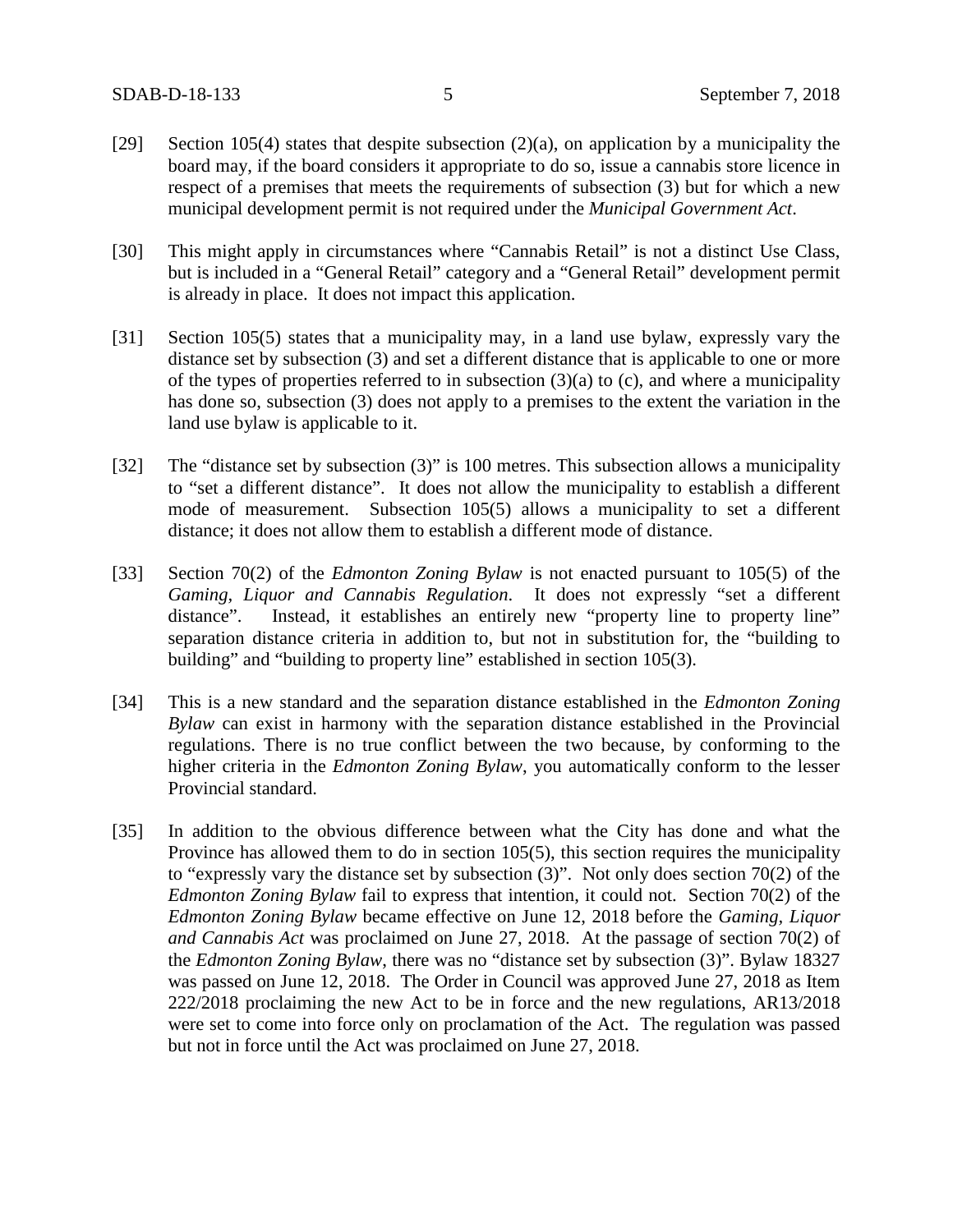[29] Section 105(4) states that despite subsection (2)(a), on application by a municipality the board may, if the board considers it appropriate to do so, issue a cannabis store licence in respect of a premises that meets the requirements of subsection (3) but for which a new municipal development permit is not required under the *Municipal Government Act*.

[30] This might apply in circumstances where "Cannabis Retail" is not a distinct Use Class, but is included in a "General Retail" category and a "General Retail" development permit is already in place. It does not impact this application.

[31] Section 105(5) states that a municipality may, in a land use bylaw, expressly vary the distance set by subsection (3) and set a different distance that is applicable to one or more of the types of properties referred to in subsection (3)(a) to (c), and where a municipality has done so, subsection (3) does not apply to a premises to the extent the variation in the land use bylaw is applicable to it.

[32] The "distance set by subsection (3)" is 100 metres. This subsection allows a municipality to "set a different distance". It does not allow the municipality to establish a different mode of measurement. Subsection 105(5) allows a municipality to set a different distance; it does not allow them to establish a different mode of distance.

[33] Section 70(2) of the *Edmonton Zoning Bylaw* is not enacted pursuant to 105(5) of the *Gaming, Liquor and Cannabis Regulation*. It does not expressly "set a different distance". Instead, it establishes an entirely new "property line to property line" separation distance criteria in addition to, but not in substitution for, the "building to building" and "building to property line" established in section 105(3).

[34] This is a new standard and the separation distance established in the *Edmonton Zoning Bylaw* can exist in harmony with the separation distance established in the Provincial regulations. There is no true conflict between the two because, by conforming to the higher criteria in the *Edmonton Zoning Bylaw*, you automatically conform to the lesser Provincial standard.

[35] In addition to the obvious difference between what the City has done and what the Province has allowed them to do in section 105(5), this section requires the municipality to "expressly vary the distance set by subsection (3)". Not only does section 70(2) of the *Edmonton Zoning Bylaw* fail to express that intention, it could not. Section 70(2) of the *Edmonton Zoning Bylaw* became effective on June 12, 2018 before the *Gaming, Liquor and Cannabis Act* was proclaimed on June 27, 2018. At the passage of section 70(2) of the *Edmonton Zoning Bylaw*, there was no "distance set by subsection (3)". Bylaw 18327 was passed on June 12, 2018. The Order in Council was approved June 27, 2018 as Item 222/2018 proclaiming the new Act to be in force and the new regulations, AR13/2018 were set to come into force only on proclamation of the Act. The regulation was passed but not in force until the Act was proclaimed on June 27, 2018.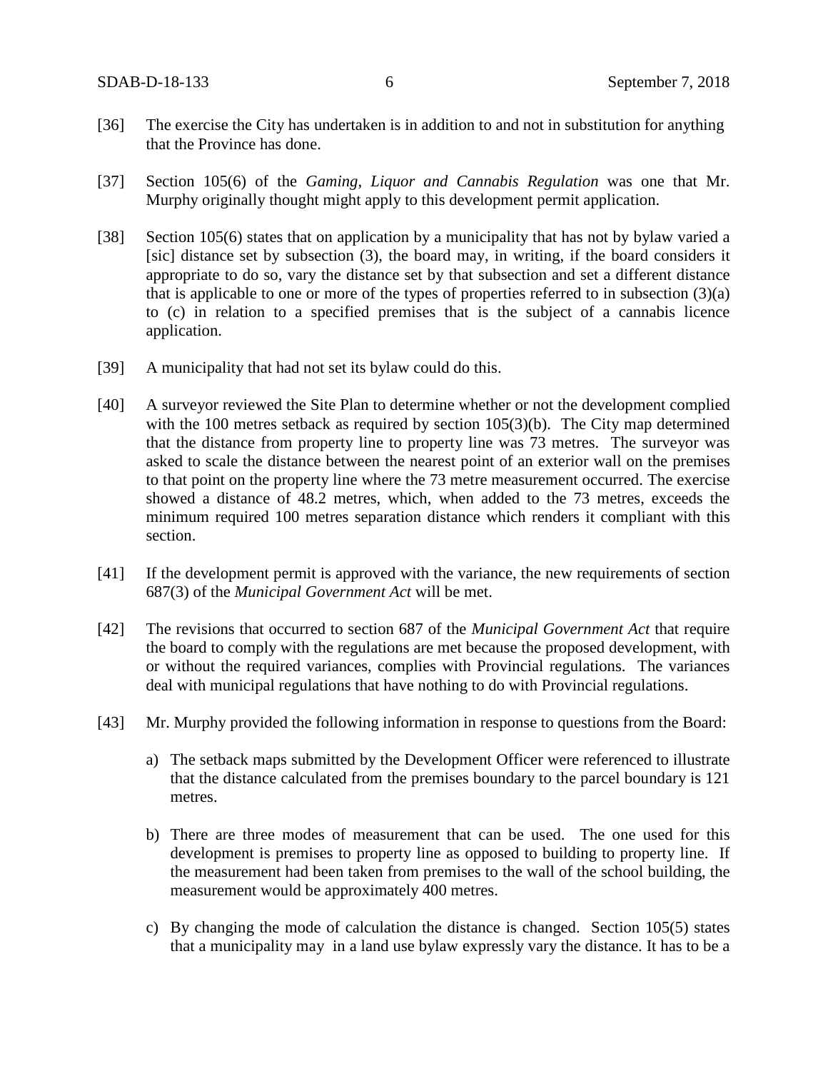[36] The exercise the City has undertaken is in addition to and not in substitution for anything that the Province has done.

[37] Section 105(6) of the *Gaming, Liquor and Cannabis Regulation* was one that Mr. Murphy originally thought might apply to this development permit application.

[38] Section 105(6) states that on application by a municipality that has not by bylaw varied a [sic] distance set by subsection (3), the board may, in writing, if the board considers it appropriate to do so, vary the distance set by that subsection and set a different distance that is applicable to one or more of the types of properties referred to in subsection (3)(a) to (c) in relation to a specified premises that is the subject of a cannabis licence application.

[39] A municipality that had not set its bylaw could do this.

[40] A surveyor reviewed the Site Plan to determine whether or not the development complied with the 100 metres setback as required by section 105(3)(b). The City map determined that the distance from property line to property line was 73 metres. The surveyor was asked to scale the distance between the nearest point of an exterior wall on the premises to that point on the property line where the 73 metre measurement occurred. The exercise showed a distance of 48.2 metres, which, when added to the 73 metres, exceeds the minimum required 100 metres separation distance which renders it compliant with this section.

[41] If the development permit is approved with the variance, the new requirements of section 687(3) of the *Municipal Government Act* will be met.

[42] The revisions that occurred to section 687 of the *Municipal Government Act* that require the board to comply with the regulations are met because the proposed development, with or without the required variances, complies with Provincial regulations. The variances deal with municipal regulations that have nothing to do with Provincial regulations.

[43] Mr. Murphy provided the following information in response to questions from the Board:

a) The setback maps submitted by the Development Officer were referenced to illustrate that the distance calculated from the premises boundary to the parcel boundary is 121 metres.

b) There are three modes of measurement that can be used. The one used for this development is premises to property line as opposed to building to property line. If the measurement had been taken from premises to the wall of the school building, the measurement would be approximately 400 metres.

c) By changing the mode of calculation the distance is changed. Section 105(5) states that a municipality may in a land use bylaw expressly vary the distance. It has to be a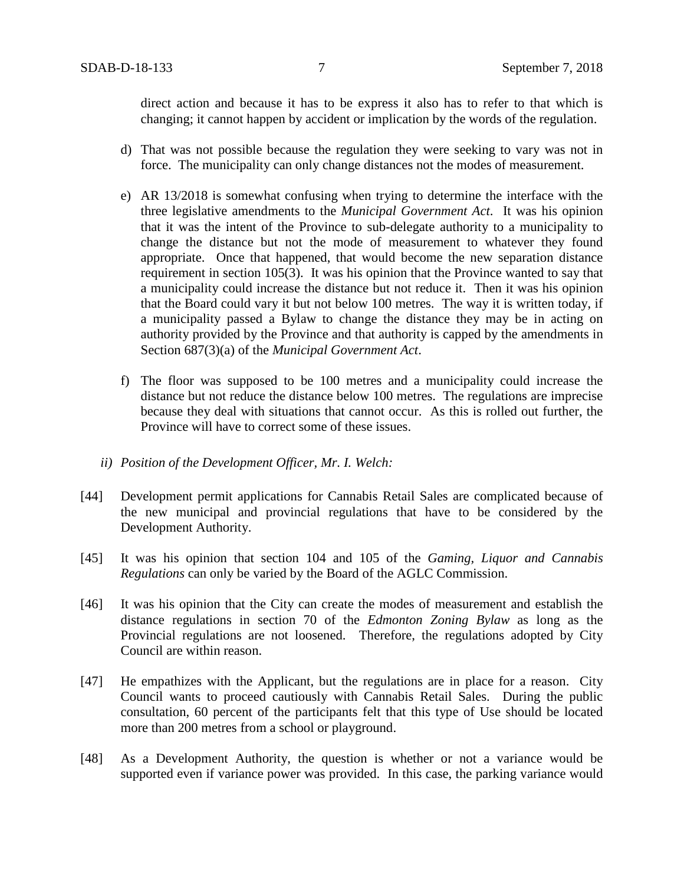direct action and because it has to be express it also has to refer to that which is changing; it cannot happen by accident or implication by the words of the regulation.

d) That was not possible because the regulation they were seeking to vary was not in force. The municipality can only change distances not the modes of measurement.

e) AR 13/2018 is somewhat confusing when trying to determine the interface with the three legislative amendments to the *Municipal Government Act*. It was his opinion that it was the intent of the Province to sub-delegate authority to a municipality to change the distance but not the mode of measurement to whatever they found appropriate. Once that happened, that would become the new separation distance requirement in section 105(3). It was his opinion that the Province wanted to say that a municipality could increase the distance but not reduce it. Then it was his opinion that the Board could vary it but not below 100 metres. The way it is written today, if a municipality passed a Bylaw to change the distance they may be in acting on authority provided by the Province and that authority is capped by the amendments in Section 687(3)(a) of the *Municipal Government Act*.

f) The floor was supposed to be 100 metres and a municipality could increase the distance but not reduce the distance below 100 metres. The regulations are imprecise because they deal with situations that cannot occur. As this is rolled out further, the Province will have to correct some of these issues.

*ii) Position of the Development Officer, Mr. I. Welch:*

[44] Development permit applications for Cannabis Retail Sales are complicated because of the new municipal and provincial regulations that have to be considered by the Development Authority.

[45] It was his opinion that section 104 and 105 of the *Gaming, Liquor and Cannabis Regulations* can only be varied by the Board of the AGLC Commission.

[46] It was his opinion that the City can create the modes of measurement and establish the distance regulations in section 70 of the *Edmonton Zoning Bylaw* as long as the Provincial regulations are not loosened. Therefore, the regulations adopted by City Council are within reason.

[47] He empathizes with the Applicant, but the regulations are in place for a reason. City Council wants to proceed cautiously with Cannabis Retail Sales. During the public consultation, 60 percent of the participants felt that this type of Use should be located more than 200 metres from a school or playground.

[48] As a Development Authority, the question is whether or not a variance would be supported even if variance power was provided. In this case, the parking variance would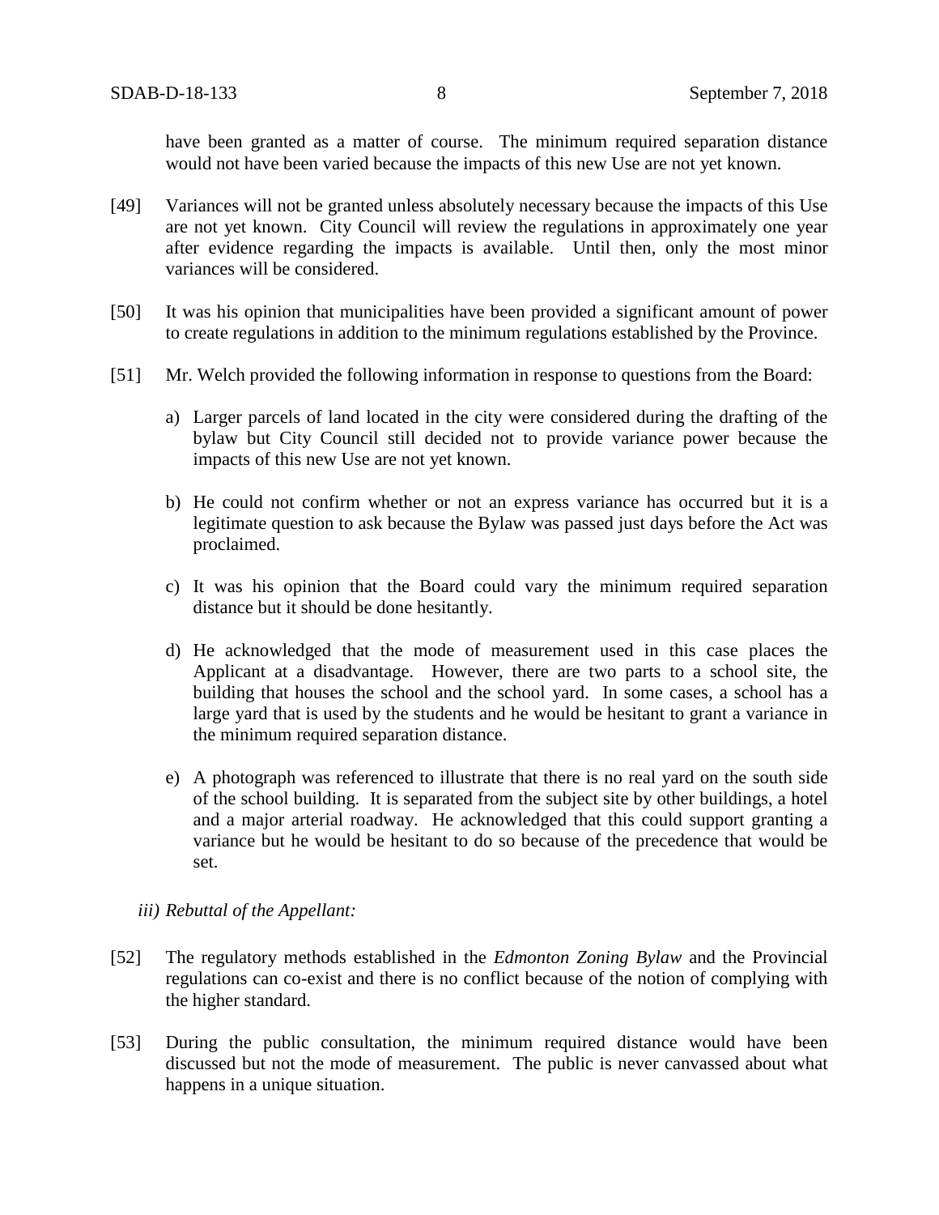have been granted as a matter of course. The minimum required separation distance would not have been varied because the impacts of this new Use are not yet known.

[49] Variances will not be granted unless absolutely necessary because the impacts of this Use are not yet known. City Council will review the regulations in approximately one year after evidence regarding the impacts is available. Until then, only the most minor variances will be considered.

[50] It was his opinion that municipalities have been provided a significant amount of power to create regulations in addition to the minimum regulations established by the Province.

[51] Mr. Welch provided the following information in response to questions from the Board:

a) Larger parcels of land located in the city were considered during the drafting of the bylaw but City Council still decided not to provide variance power because the impacts of this new Use are not yet known.

b) He could not confirm whether or not an express variance has occurred but it is a legitimate question to ask because the Bylaw was passed just days before the Act was proclaimed.

c) It was his opinion that the Board could vary the minimum required separation distance but it should be done hesitantly.

d) He acknowledged that the mode of measurement used in this case places the Applicant at a disadvantage. However, there are two parts to a school site, the building that houses the school and the school yard. In some cases, a school has a large yard that is used by the students and he would be hesitant to grant a variance in the minimum required separation distance.

e) A photograph was referenced to illustrate that there is no real yard on the south side of the school building. It is separated from the subject site by other buildings, a hotel and a major arterial roadway. He acknowledged that this could support granting a variance but he would be hesitant to do so because of the precedence that would be set.

*iii) Rebuttal of the Appellant:*

[52] The regulatory methods established in the *Edmonton Zoning Bylaw* and the Provincial regulations can co-exist and there is no conflict because of the notion of complying with the higher standard.

[53] During the public consultation, the minimum required distance would have been discussed but not the mode of measurement. The public is never canvassed about what happens in a unique situation.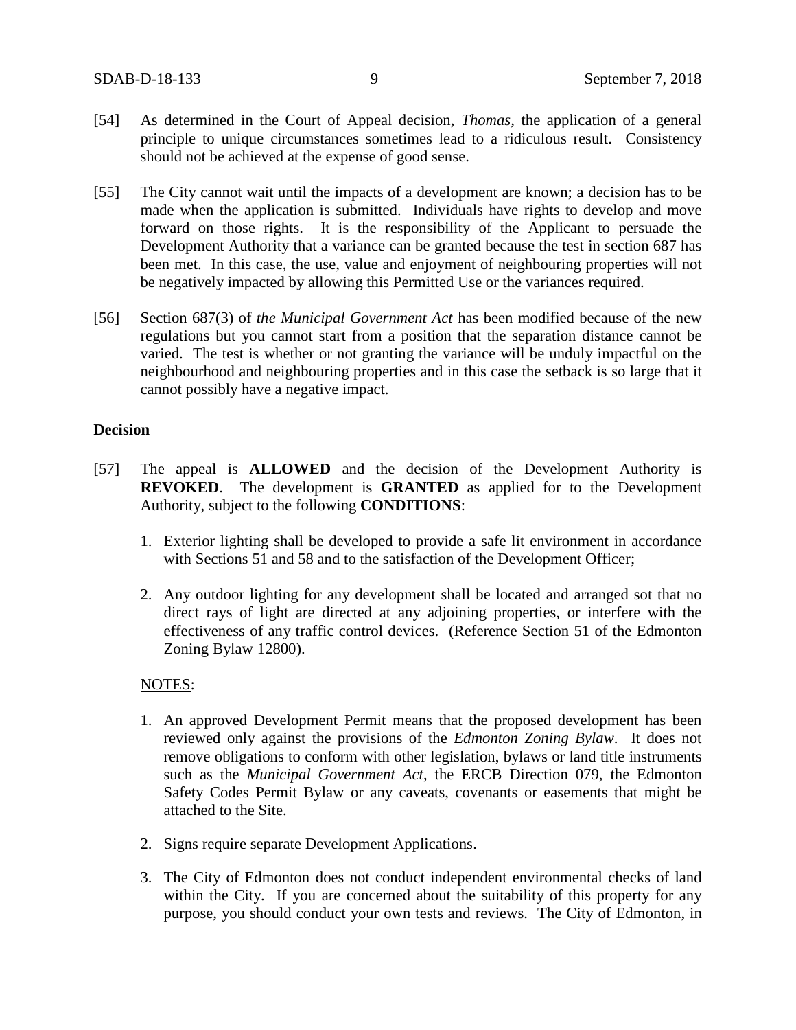[54] As determined in the Court of Appeal decision, *Thomas*, the application of a general principle to unique circumstances sometimes lead to a ridiculous result. Consistency should not be achieved at the expense of good sense.

[55] The City cannot wait until the impacts of a development are known; a decision has to be made when the application is submitted. Individuals have rights to develop and move forward on those rights. It is the responsibility of the Applicant to persuade the Development Authority that a variance can be granted because the test in section 687 has been met. In this case, the use, value and enjoyment of neighbouring properties will not be negatively impacted by allowing this Permitted Use or the variances required.

[56] Section 687(3) of *the Municipal Government Act* has been modified because of the new regulations but you cannot start from a position that the separation distance cannot be varied. The test is whether or not granting the variance will be unduly impactful on the neighbourhood and neighbouring properties and in this case the setback is so large that it cannot possibly have a negative impact.

**Decision**

[57] The appeal is **ALLOWED** and the decision of the Development Authority is **REVOKED**. The development is **GRANTED** as applied for to the Development Authority, subject to the following **CONDITIONS**:

1. Exterior lighting shall be developed to provide a safe lit environment in accordance with Sections 51 and 58 and to the satisfaction of the Development Officer;
2. Any outdoor lighting for any development shall be located and arranged sot that no direct rays of light are directed at any adjoining properties, or interfere with the effectiveness of any traffic control devices. (Reference Section 51 of the Edmonton Zoning Bylaw 12800).

NOTES:

1. An approved Development Permit means that the proposed development has been reviewed only against the provisions of the *Edmonton Zoning Bylaw*. It does not remove obligations to conform with other legislation, bylaws or land title instruments such as the *Municipal Government Act*, the ERCB Direction 079, the Edmonton Safety Codes Permit Bylaw or any caveats, covenants or easements that might be attached to the Site.
2. Signs require separate Development Applications.
3. The City of Edmonton does not conduct independent environmental checks of land within the City. If you are concerned about the suitability of this property for any purpose, you should conduct your own tests and reviews. The City of Edmonton, in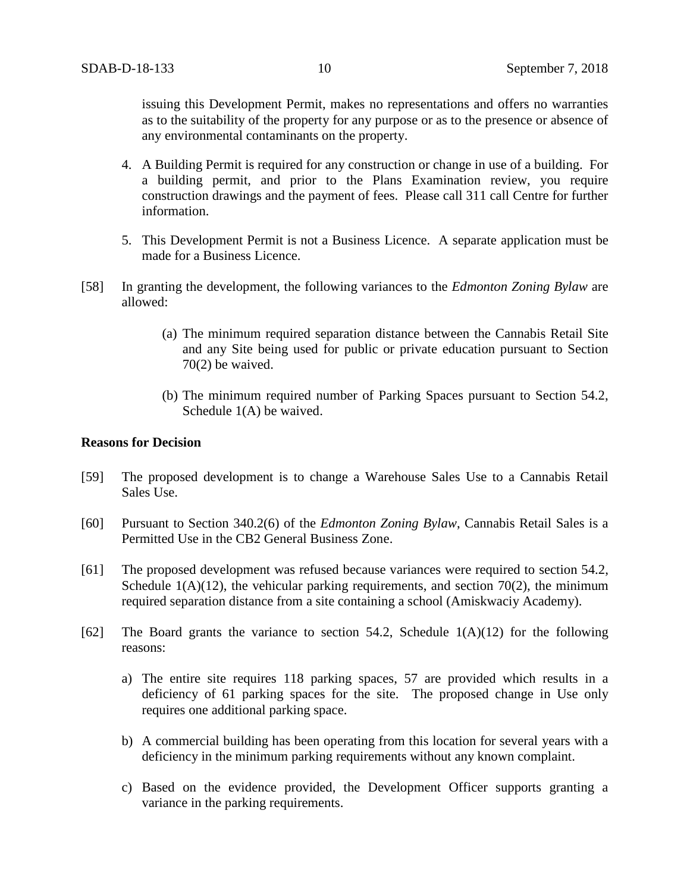issuing this Development Permit, makes no representations and offers no warranties as to the suitability of the property for any purpose or as to the presence or absence of any environmental contaminants on the property.

4. A Building Permit is required for any construction or change in use of a building. For a building permit, and prior to the Plans Examination review, you require construction drawings and the payment of fees. Please call 311 call Centre for further information.

5. This Development Permit is not a Business Licence. A separate application must be made for a Business Licence.

[58] In granting the development, the following variances to the *Edmonton Zoning Bylaw* are allowed:

(a) The minimum required separation distance between the Cannabis Retail Site and any Site being used for public or private education pursuant to Section 70(2) be waived.

(b) The minimum required number of Parking Spaces pursuant to Section 54.2, Schedule 1(A) be waived.

**Reasons for Decision**

[59] The proposed development is to change a Warehouse Sales Use to a Cannabis Retail Sales Use.

[60] Pursuant to Section 340.2(6) of the *Edmonton Zoning Bylaw*, Cannabis Retail Sales is a Permitted Use in the CB2 General Business Zone.

[61] The proposed development was refused because variances were required to section 54.2, Schedule 1(A)(12), the vehicular parking requirements, and section 70(2), the minimum required separation distance from a site containing a school (Amiskwaciy Academy).

[62] The Board grants the variance to section 54.2, Schedule 1(A)(12) for the following reasons:

a) The entire site requires 118 parking spaces, 57 are provided which results in a deficiency of 61 parking spaces for the site. The proposed change in Use only requires one additional parking space.

b) A commercial building has been operating from this location for several years with a deficiency in the minimum parking requirements without any known complaint.

c) Based on the evidence provided, the Development Officer supports granting a variance in the parking requirements.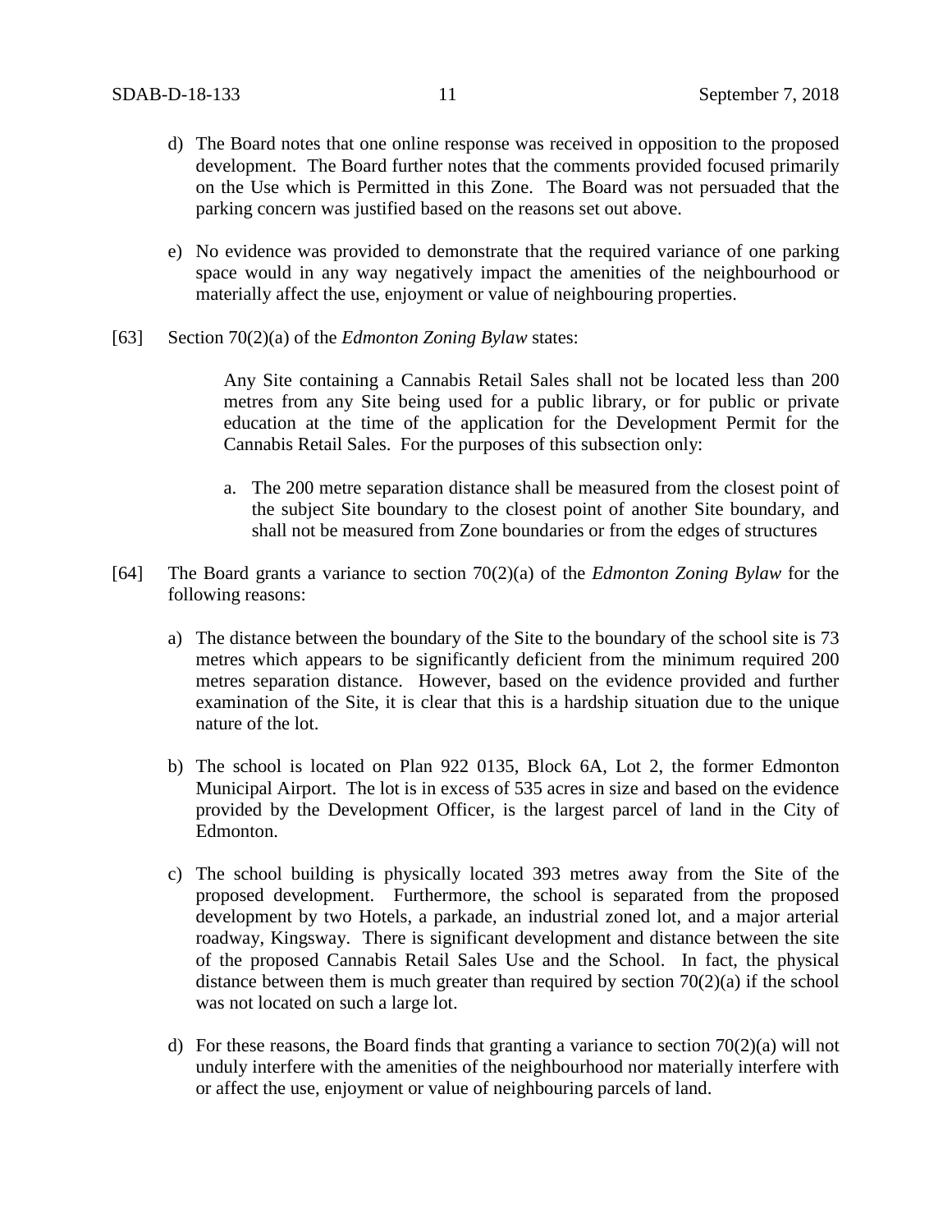d) The Board notes that one online response was received in opposition to the proposed development. The Board further notes that the comments provided focused primarily on the Use which is Permitted in this Zone. The Board was not persuaded that the parking concern was justified based on the reasons set out above.

e) No evidence was provided to demonstrate that the required variance of one parking space would in any way negatively impact the amenities of the neighbourhood or materially affect the use, enjoyment or value of neighbouring properties.

[63] Section 70(2)(a) of the *Edmonton Zoning Bylaw* states:

> Any Site containing a Cannabis Retail Sales shall not be located less than 200 metres from any Site being used for a public library, or for public or private education at the time of the application for the Development Permit for the Cannabis Retail Sales. For the purposes of this subsection only:
>
> a. The 200 metre separation distance shall be measured from the closest point of the subject Site boundary to the closest point of another Site boundary, and shall not be measured from Zone boundaries or from the edges of structures

[64] The Board grants a variance to section 70(2)(a) of the *Edmonton Zoning Bylaw* for the following reasons:

a) The distance between the boundary of the Site to the boundary of the school site is 73 metres which appears to be significantly deficient from the minimum required 200 metres separation distance. However, based on the evidence provided and further examination of the Site, it is clear that this is a hardship situation due to the unique nature of the lot.

b) The school is located on Plan 922 0135, Block 6A, Lot 2, the former Edmonton Municipal Airport. The lot is in excess of 535 acres in size and based on the evidence provided by the Development Officer, is the largest parcel of land in the City of Edmonton.

c) The school building is physically located 393 metres away from the Site of the proposed development. Furthermore, the school is separated from the proposed development by two Hotels, a parkade, an industrial zoned lot, and a major arterial roadway, Kingsway. There is significant development and distance between the site of the proposed Cannabis Retail Sales Use and the School. In fact, the physical distance between them is much greater than required by section 70(2)(a) if the school was not located on such a large lot.

d) For these reasons, the Board finds that granting a variance to section 70(2)(a) will not unduly interfere with the amenities of the neighbourhood nor materially interfere with or affect the use, enjoyment or value of neighbouring parcels of land.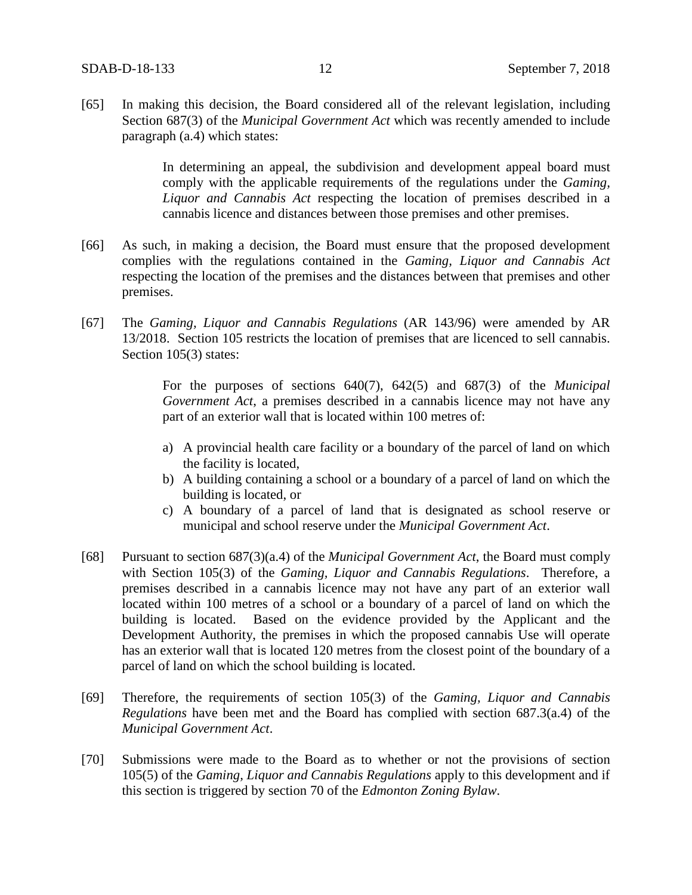[65] In making this decision, the Board considered all of the relevant legislation, including Section 687(3) of the *Municipal Government Act* which was recently amended to include paragraph (a.4) which states:

> In determining an appeal, the subdivision and development appeal board must comply with the applicable requirements of the regulations under the *Gaming, Liquor and Cannabis Act* respecting the location of premises described in a cannabis licence and distances between those premises and other premises.

[66] As such, in making a decision, the Board must ensure that the proposed development complies with the regulations contained in the *Gaming, Liquor and Cannabis Act* respecting the location of the premises and the distances between that premises and other premises.

[67] The *Gaming, Liquor and Cannabis Regulations* (AR 143/96) were amended by AR 13/2018. Section 105 restricts the location of premises that are licenced to sell cannabis. Section 105(3) states:

> For the purposes of sections 640(7), 642(5) and 687(3) of the *Municipal Government Act*, a premises described in a cannabis licence may not have any part of an exterior wall that is located within 100 metres of:
>
> a) A provincial health care facility or a boundary of the parcel of land on which the facility is located,
> b) A building containing a school or a boundary of a parcel of land on which the building is located, or
> c) A boundary of a parcel of land that is designated as school reserve or municipal and school reserve under the *Municipal Government Act*.

[68] Pursuant to section 687(3)(a.4) of the *Municipal Government Act*, the Board must comply with Section 105(3) of the *Gaming, Liquor and Cannabis Regulations*. Therefore, a premises described in a cannabis licence may not have any part of an exterior wall located within 100 metres of a school or a boundary of a parcel of land on which the building is located. Based on the evidence provided by the Applicant and the Development Authority, the premises in which the proposed cannabis Use will operate has an exterior wall that is located 120 metres from the closest point of the boundary of a parcel of land on which the school building is located.

[69] Therefore, the requirements of section 105(3) of the *Gaming, Liquor and Cannabis Regulations* have been met and the Board has complied with section 687.3(a.4) of the *Municipal Government Act*.

[70] Submissions were made to the Board as to whether or not the provisions of section 105(5) of the *Gaming, Liquor and Cannabis Regulations* apply to this development and if this section is triggered by section 70 of the *Edmonton Zoning Bylaw*.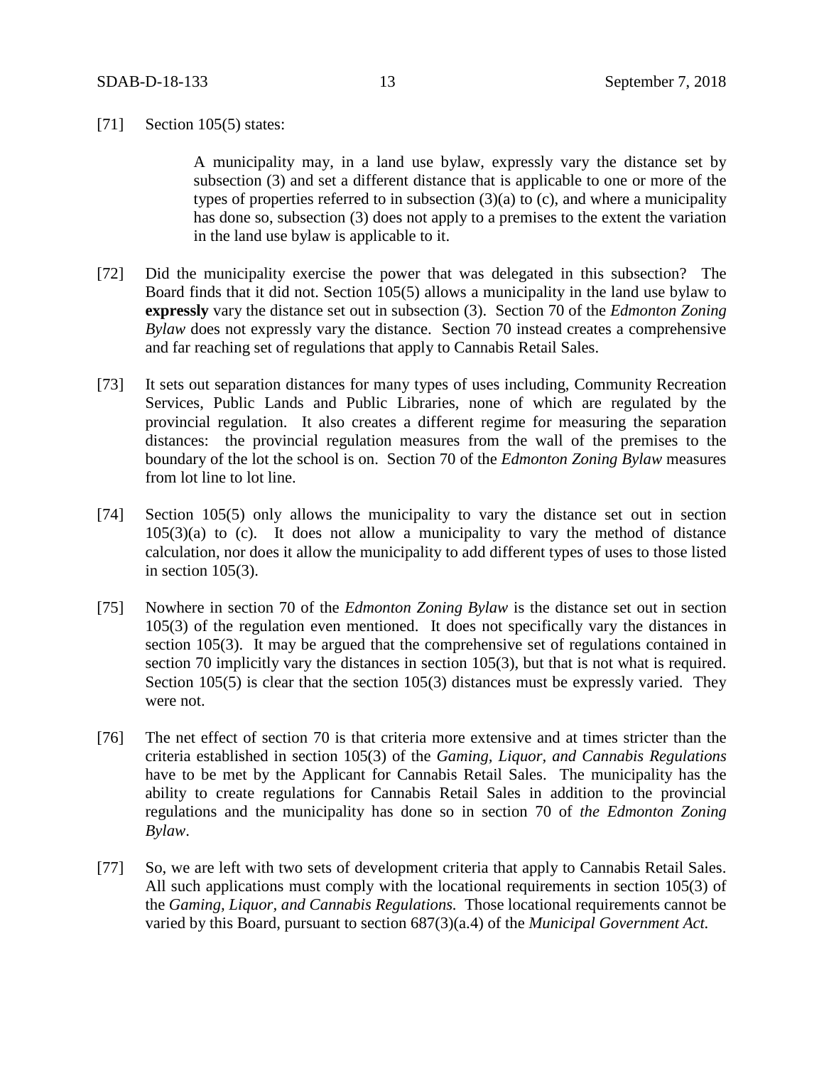[71] Section 105(5) states:

> A municipality may, in a land use bylaw, expressly vary the distance set by subsection (3) and set a different distance that is applicable to one or more of the types of properties referred to in subsection (3)(a) to (c), and where a municipality has done so, subsection (3) does not apply to a premises to the extent the variation in the land use bylaw is applicable to it.

[72] Did the municipality exercise the power that was delegated in this subsection? The Board finds that it did not. Section 105(5) allows a municipality in the land use bylaw to **expressly** vary the distance set out in subsection (3). Section 70 of the *Edmonton Zoning Bylaw* does not expressly vary the distance. Section 70 instead creates a comprehensive and far reaching set of regulations that apply to Cannabis Retail Sales.

[73] It sets out separation distances for many types of uses including, Community Recreation Services, Public Lands and Public Libraries, none of which are regulated by the provincial regulation. It also creates a different regime for measuring the separation distances: the provincial regulation measures from the wall of the premises to the boundary of the lot the school is on. Section 70 of the *Edmonton Zoning Bylaw* measures from lot line to lot line.

[74] Section 105(5) only allows the municipality to vary the distance set out in section 105(3)(a) to (c). It does not allow a municipality to vary the method of distance calculation, nor does it allow the municipality to add different types of uses to those listed in section 105(3).

[75] Nowhere in section 70 of the *Edmonton Zoning Bylaw* is the distance set out in section 105(3) of the regulation even mentioned. It does not specifically vary the distances in section 105(3). It may be argued that the comprehensive set of regulations contained in section 70 implicitly vary the distances in section 105(3), but that is not what is required. Section 105(5) is clear that the section 105(3) distances must be expressly varied. They were not.

[76] The net effect of section 70 is that criteria more extensive and at times stricter than the criteria established in section 105(3) of the *Gaming, Liquor, and Cannabis Regulations* have to be met by the Applicant for Cannabis Retail Sales. The municipality has the ability to create regulations for Cannabis Retail Sales in addition to the provincial regulations and the municipality has done so in section 70 of *the Edmonton Zoning Bylaw*.

[77] So, we are left with two sets of development criteria that apply to Cannabis Retail Sales. All such applications must comply with the locational requirements in section 105(3) of the *Gaming, Liquor, and Cannabis Regulations.* Those locational requirements cannot be varied by this Board, pursuant to section 687(3)(a.4) of the *Municipal Government Act.*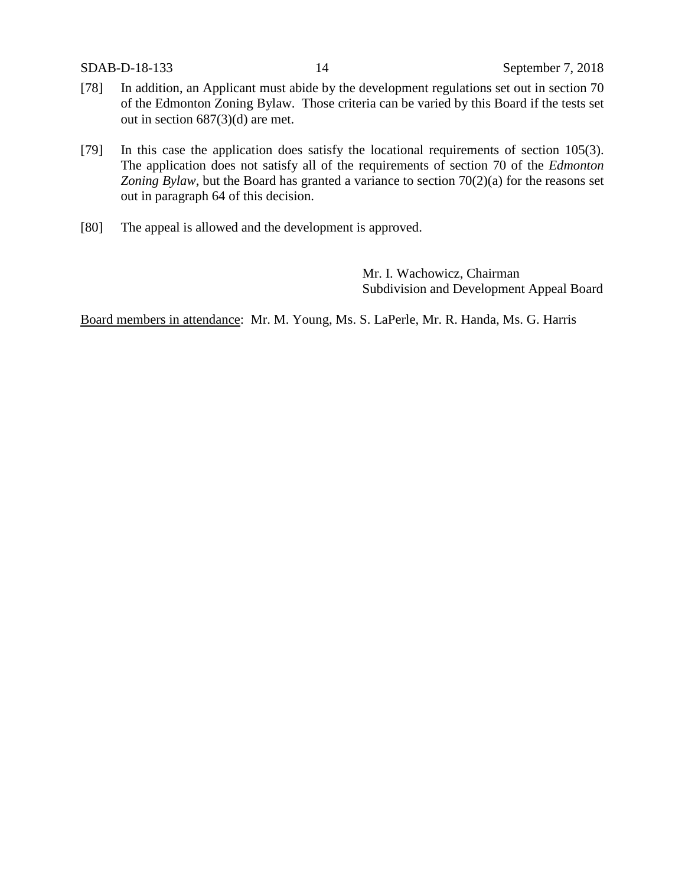[78] In addition, an Applicant must abide by the development regulations set out in section 70 of the Edmonton Zoning Bylaw. Those criteria can be varied by this Board if the tests set out in section 687(3)(d) are met.

[79] In this case the application does satisfy the locational requirements of section 105(3). The application does not satisfy all of the requirements of section 70 of the *Edmonton Zoning Bylaw*, but the Board has granted a variance to section 70(2)(a) for the reasons set out in paragraph 64 of this decision.

[80] The appeal is allowed and the development is approved.

Mr. I. Wachowicz, Chairman
Subdivision and Development Appeal Board

<u>Board members in attendance</u>: Mr. M. Young, Ms. S. LaPerle, Mr. R. Handa, Ms. G. Harris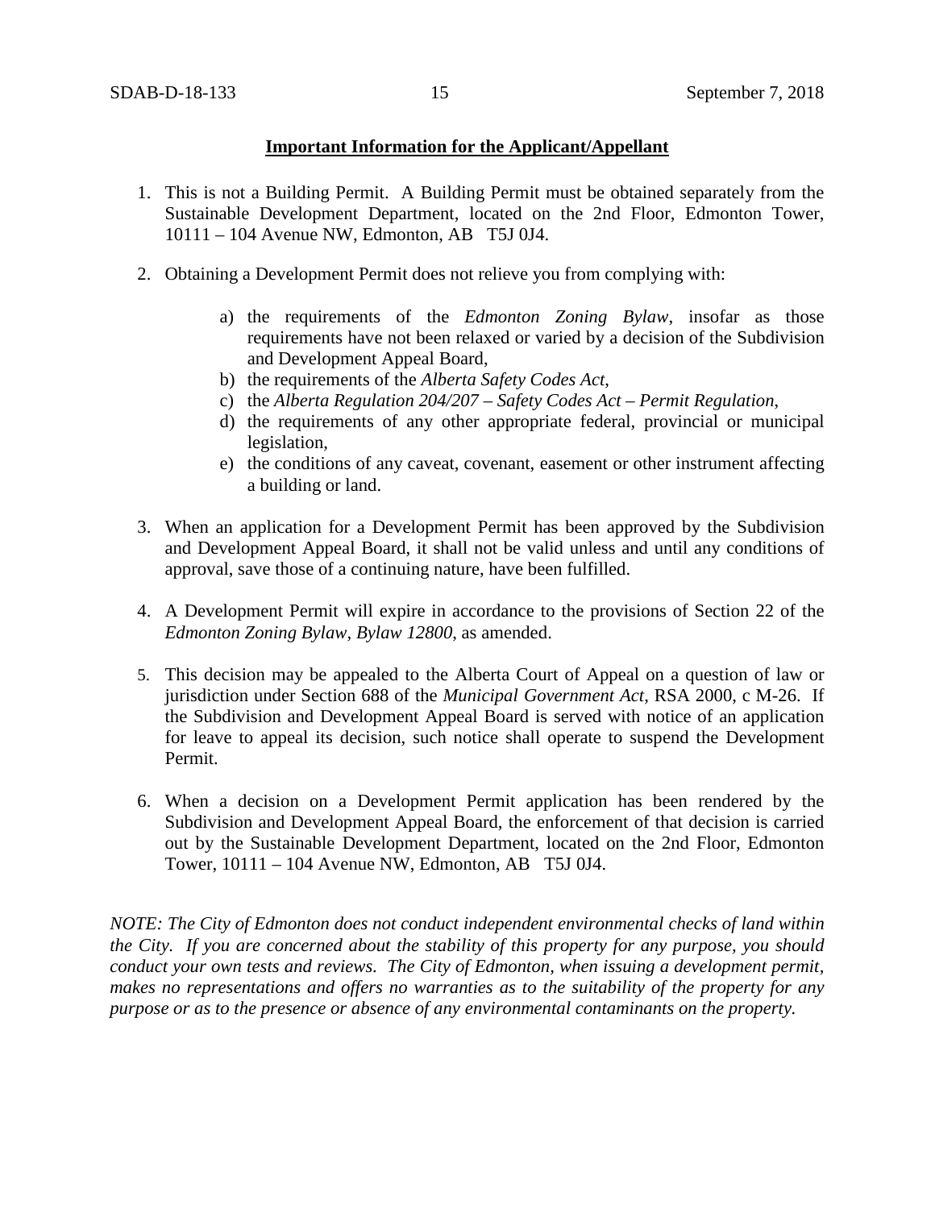**Important Information for the Applicant/Appellant**

1. This is not a Building Permit. A Building Permit must be obtained separately from the Sustainable Development Department, located on the 2nd Floor, Edmonton Tower, 10111 – 104 Avenue NW, Edmonton, AB T5J 0J4.

2. Obtaining a Development Permit does not relieve you from complying with:

    a) the requirements of the *Edmonton Zoning Bylaw*, insofar as those requirements have not been relaxed or varied by a decision of the Subdivision and Development Appeal Board,
    b) the requirements of the *Alberta Safety Codes Act*,
    c) the *Alberta Regulation 204/207 – Safety Codes Act – Permit Regulation*,
    d) the requirements of any other appropriate federal, provincial or municipal legislation,
    e) the conditions of any caveat, covenant, easement or other instrument affecting a building or land.

3. When an application for a Development Permit has been approved by the Subdivision and Development Appeal Board, it shall not be valid unless and until any conditions of approval, save those of a continuing nature, have been fulfilled.

4. A Development Permit will expire in accordance to the provisions of Section 22 of the *Edmonton Zoning Bylaw, Bylaw 12800*, as amended.

5. This decision may be appealed to the Alberta Court of Appeal on a question of law or jurisdiction under Section 688 of the *Municipal Government Act*, RSA 2000, c M-26. If the Subdivision and Development Appeal Board is served with notice of an application for leave to appeal its decision, such notice shall operate to suspend the Development Permit.

6. When a decision on a Development Permit application has been rendered by the Subdivision and Development Appeal Board, the enforcement of that decision is carried out by the Sustainable Development Department, located on the 2nd Floor, Edmonton Tower, 10111 – 104 Avenue NW, Edmonton, AB T5J 0J4.

*NOTE: The City of Edmonton does not conduct independent environmental checks of land within the City. If you are concerned about the stability of this property for any purpose, you should conduct your own tests and reviews. The City of Edmonton, when issuing a development permit, makes no representations and offers no warranties as to the suitability of the property for any purpose or as to the presence or absence of any environmental contaminants on the property.*